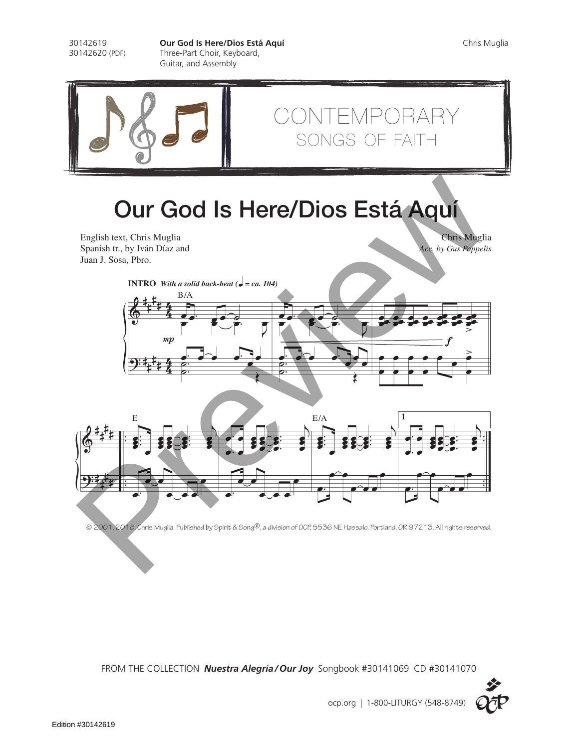30142619
30142620 (PDF)

**Our God Is Here/Dios Está Aquí**
Three-Part Choir, Keyboard, Guitar, and Assembly

Chris Muglia

CONTEMPORARY
SONGS OF FAITH

# Our God Is Here/Dios Está Aquí

English text, Chris Muglia
Spanish tr., by Iván Díaz and
Juan J. Sosa, Pbro.

Chris Muglia
*Acc. by Gus Pappelis*

**INTRO** ***With a solid back-beat (♩ = ca. 104)***

B/A

*mp*

*f*

E

E/A

1

© 2001, 2018, Chris Muglia. Published by Spirit & Song®, a division of OCP, 5536 NE Hassalo, Portland, OR 97213. All rights reserved.

FROM THE COLLECTION ***Nuestra Alegría / Our Joy*** Songbook #30141069 CD #30141070

ocp.org | 1-800-LITURGY (548-8749)

Edition #30142619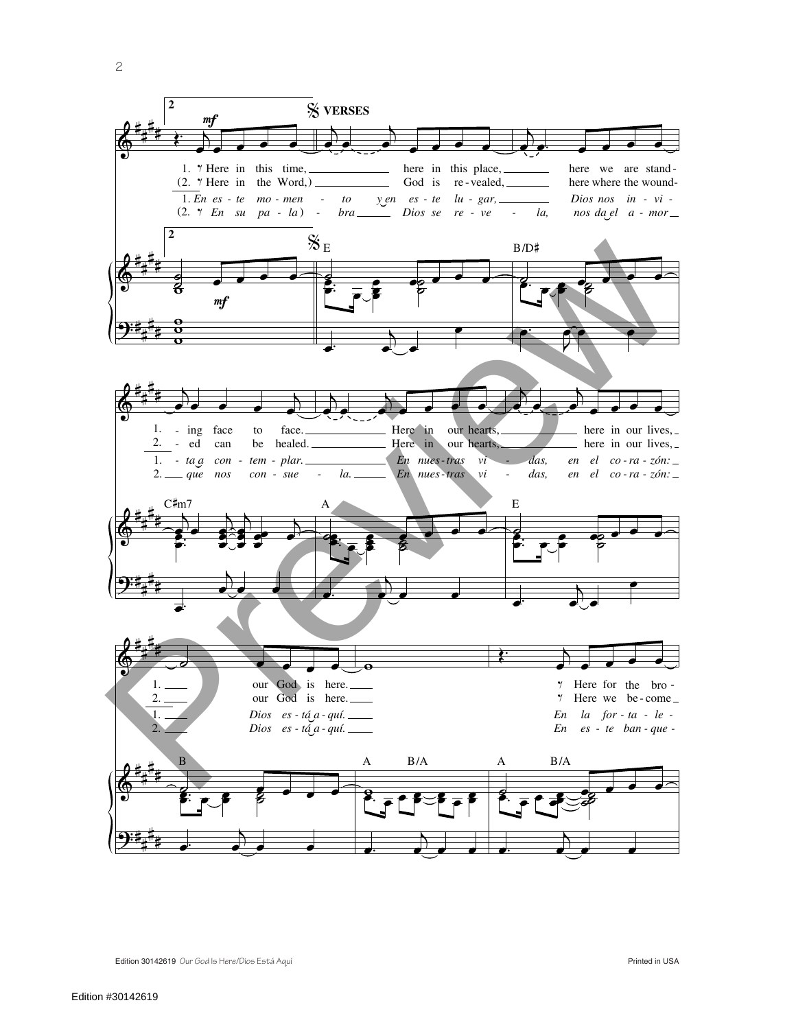2

𝄋 VERSES

1. Here in this time, here in this place, here we are stand-ing face to face. Here in our hearts, here in our lives, our God is here. Here for the bro-

(2. Here in the Word,) God is re-vealed, here where the wound-ed can be healed. Here in our hearts, here in our lives, our God is here. Here we be-come

1. *En es-te mo-men-to y en es-te lu-gar, Dios nos in-vi-ta a con-tem-plar. En nues-tras vi-das, en el co-ra-zón: Dios es-tá a-quí. En la for-ta-le-*

(2. *En su pa-la) -bra Dios se re-ve-la, nos da el a-mor que nos con-sue-la. En nues-tras vi-das, en el co-ra-zón: Dios es-tá a-quí. En es-te ban-que-*

E B/D♯ C♯m7 A E B A B/A A B/A

Edition 30142619 Our God Is Here/Dios Está Aquí

Printed in USA

Edition #30142619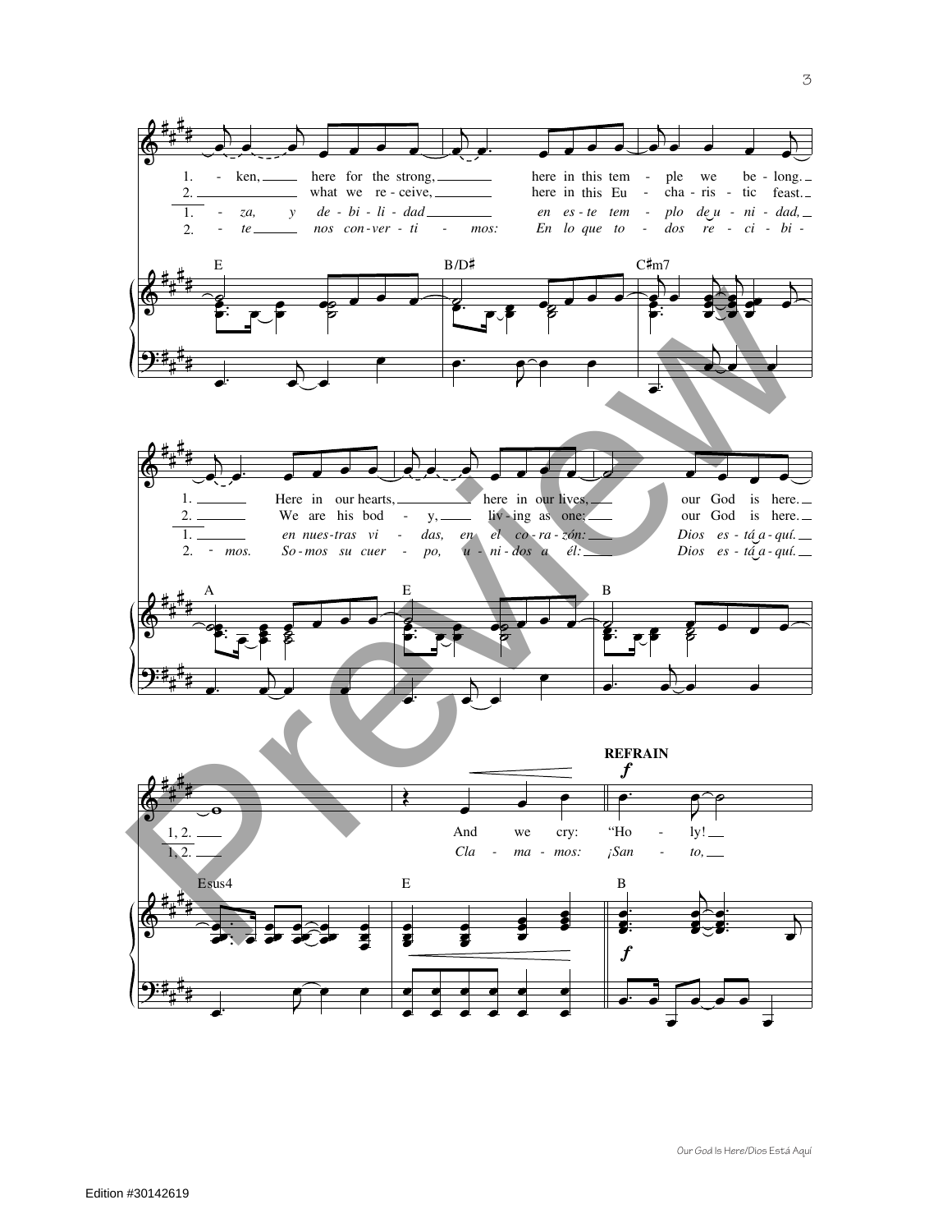1. - ken, here for the strong, here in this tem - ple we be - long.
2. what we re - ceive, here in this Eu - cha - ris - tic feast.
1. - *za, y de - bi - li - dad en es - te tem - plo de u - ni - dad,*
2. - *te nos con - ver - ti - mos: En lo que to - dos re - ci - bi -*

E B/D♯ C♯m7

1. Here in our hearts, here in our lives, our God is here.
2. We are his bod - y, liv - ing as one: our God is here.
1. *en nues - tras vi - das, en el co - ra - zón: Dios es - tá a - quí.*
2. *- mos. So - mos su cuer - po, u - ni - dos a él: Dios es - tá a - quí.*

A E B

**REFRAIN**

1, 2. And we cry: "Ho - ly!
1, 2. *Cla - ma - mos: ¡San - to,*

Esus4 E B

Our God Is Here/Dios Está Aquí

Edition #30142619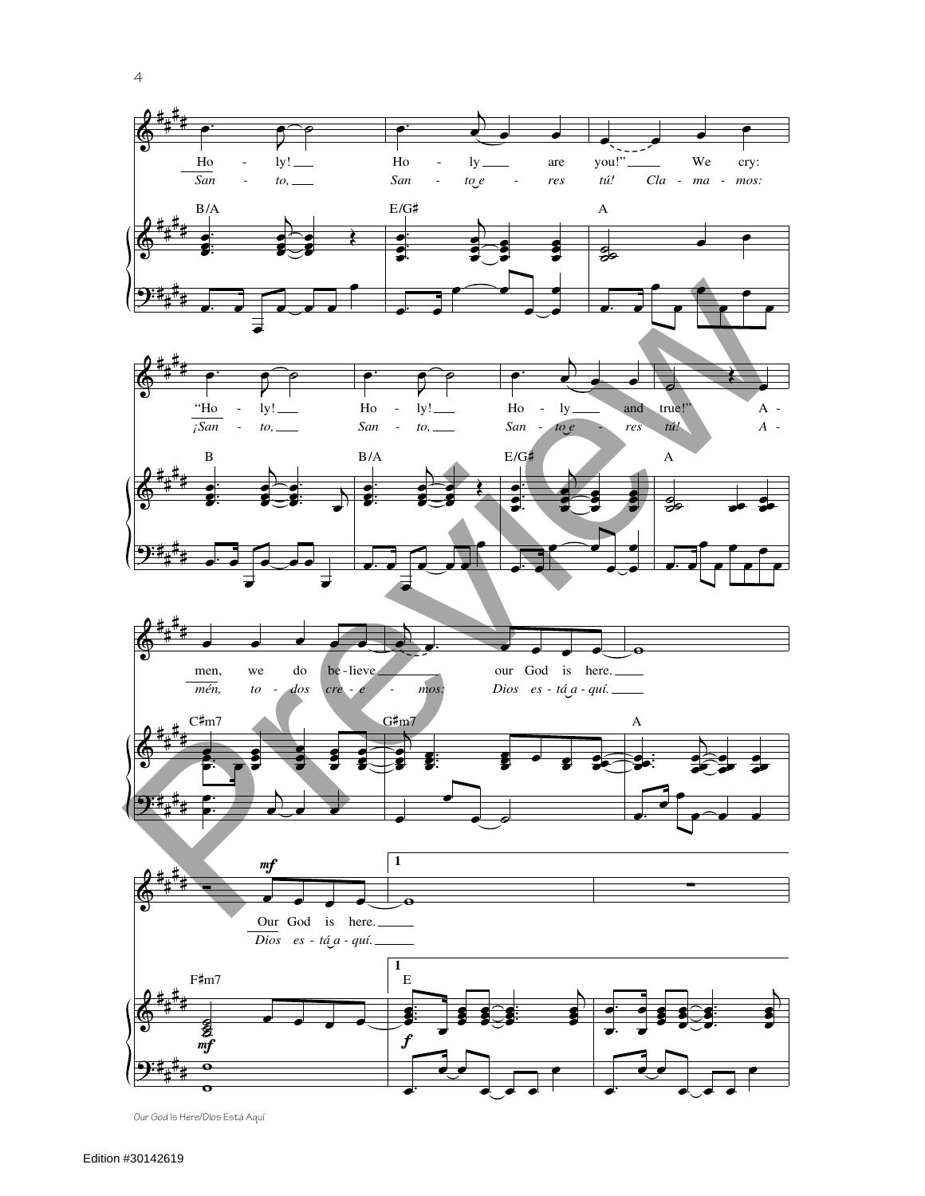Ho - ly! Ho - ly are you!" We cry:

*San - to, San - to e - res tú! Cla - ma - mos:*

B/A E/G♯ A

"Ho - ly! Ho - ly! Ho - ly and true!" A -

*¡San - to, San - to, San - to e - res tú! A -*

B B/A E/G♯ A

men, we do be - lieve our God is here.

*mén, to - dos cre - e - mos: Dios es - tá a - quí.*

C♯m7 G♯m7 A

*mf*

Our God is here.

*Dios es - tá a - quí.*

F♯m7 1 E

*mf* *f*

Our God Is Here/Dios Está Aquí

Edition #30142619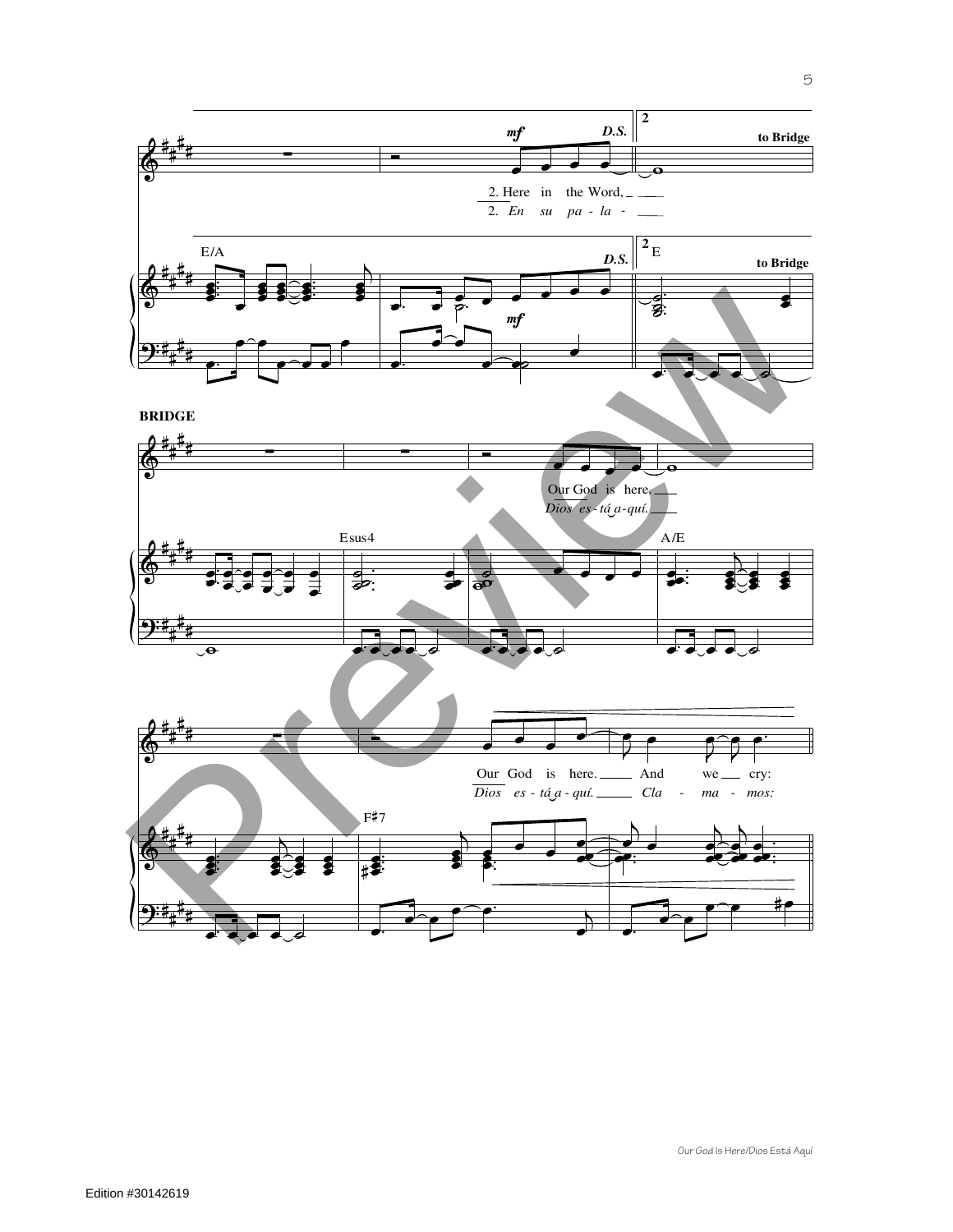mf D.S.

2. Here in the Word,

2. *En su pa - la -*

2

to Bridge

E/A

D.S.

2 E

to Bridge

mf

**BRIDGE**

Our God is here.

*Dios es - tá a - quí.*

Esus4

A/E

Our God is here. And we cry:

*Dios es - tá a - quí. Cla - ma - mos:*

F♯7

Preview

Our God Is Here/Dios Está Aquí

Edition #30142619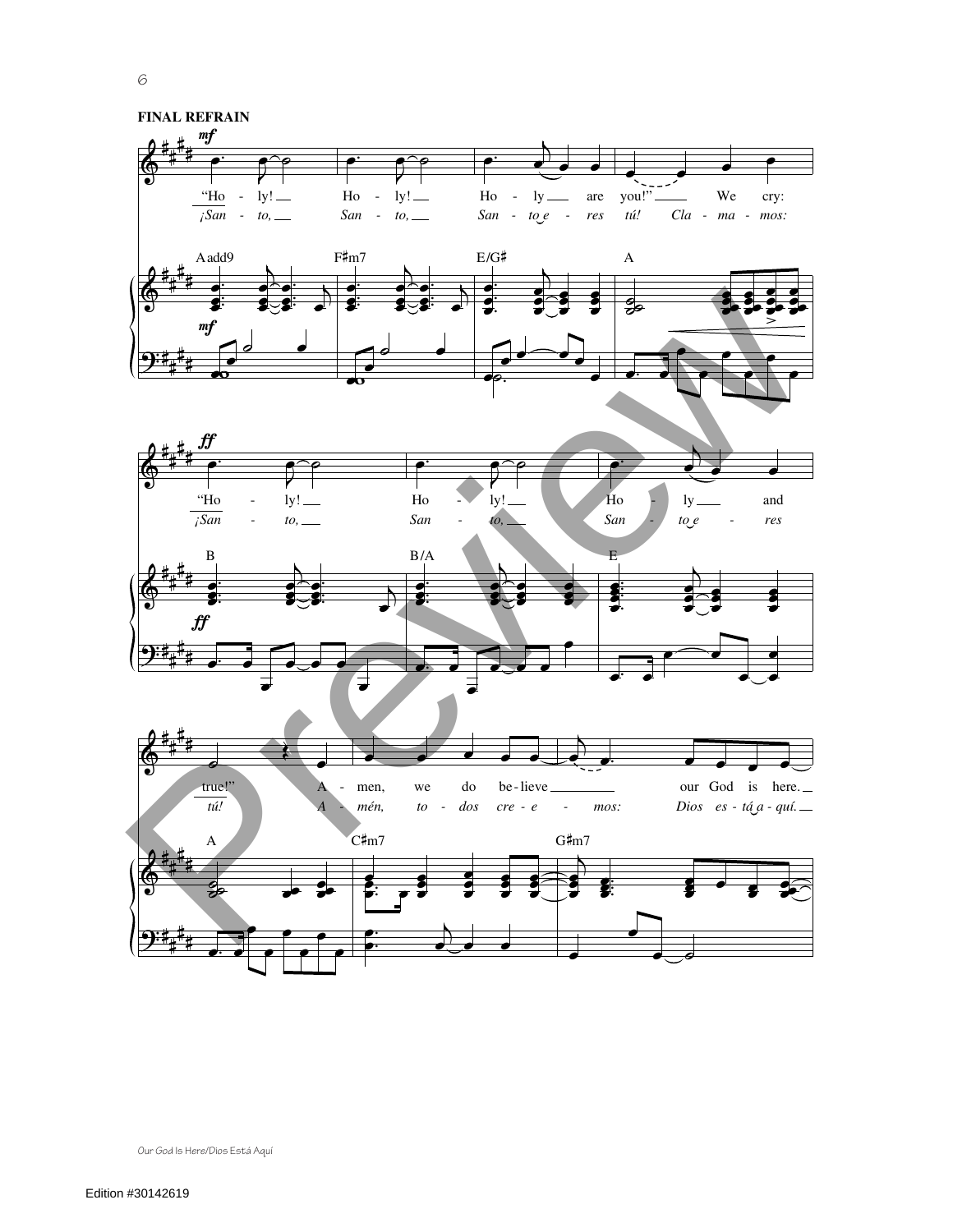**FINAL REFRAIN**

*mf*

"Ho - ly! Ho - ly! Ho - ly are you!" We cry:

*¡San - to, San - to, San - to e - res tú! Cla - ma - mos:*

Aadd9 F♯m7 E/G♯ A

*ff*

"Ho - ly! Ho - ly! Ho - ly and

*¡San - to, San - to, San - to e - res*

B B/A E

true!" A - men, we do be - lieve our God is here.

*tú! A - mén, to - dos cre - e - mos: Dios es - tá a - quí.*

A C♯m7 G♯m7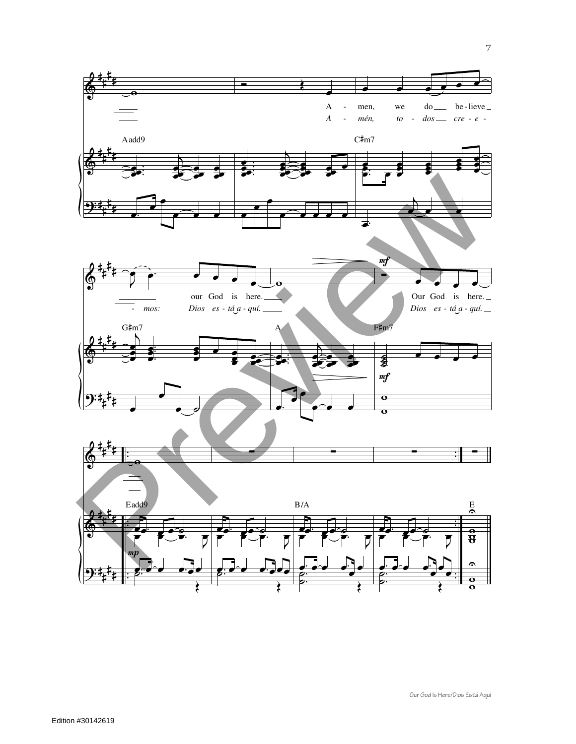A - men, we do be-lieve our God is here.

*A - mén, to - dos cre - e - mos: Dios es - tá a - quí.*

Our God is here.

*Dios es - tá a - quí.*

Aadd9 C♯m7 G♯m7 A F♯m7 Eadd9 B/A E

*mf* *mp*

Our God Is Here/Dios Está Aquí

Edition #30142619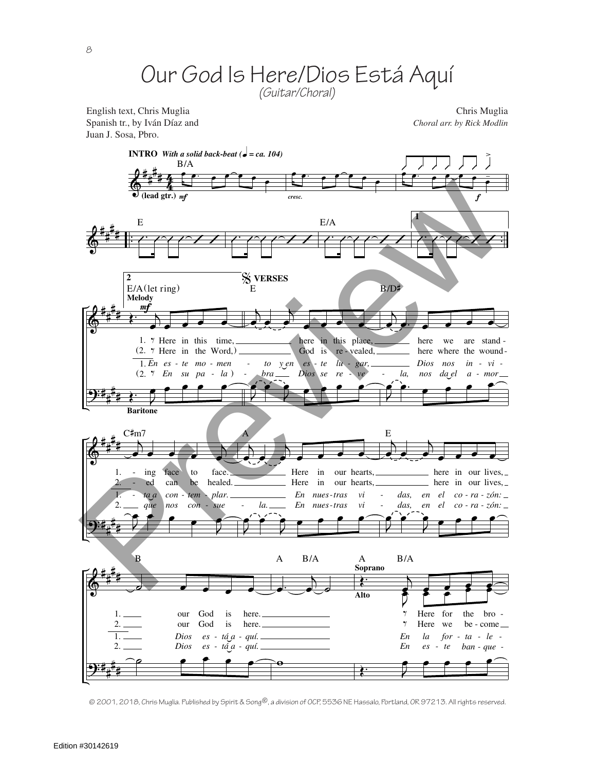# Our God Is Here/Dios Está Aquí

*(Guitar/Choral)*

English text, Chris Muglia
Spanish tr., by Iván Díaz and
Juan J. Sosa, Pbro.

Chris Muglia
*Choral arr. by Rick Modlin*

© 2001, 2018, Chris Muglia. Published by Spirit & Song®, a division of OCP, 5536 NE Hassalo, Portland, OR 97213. All rights reserved.

Edition #30142619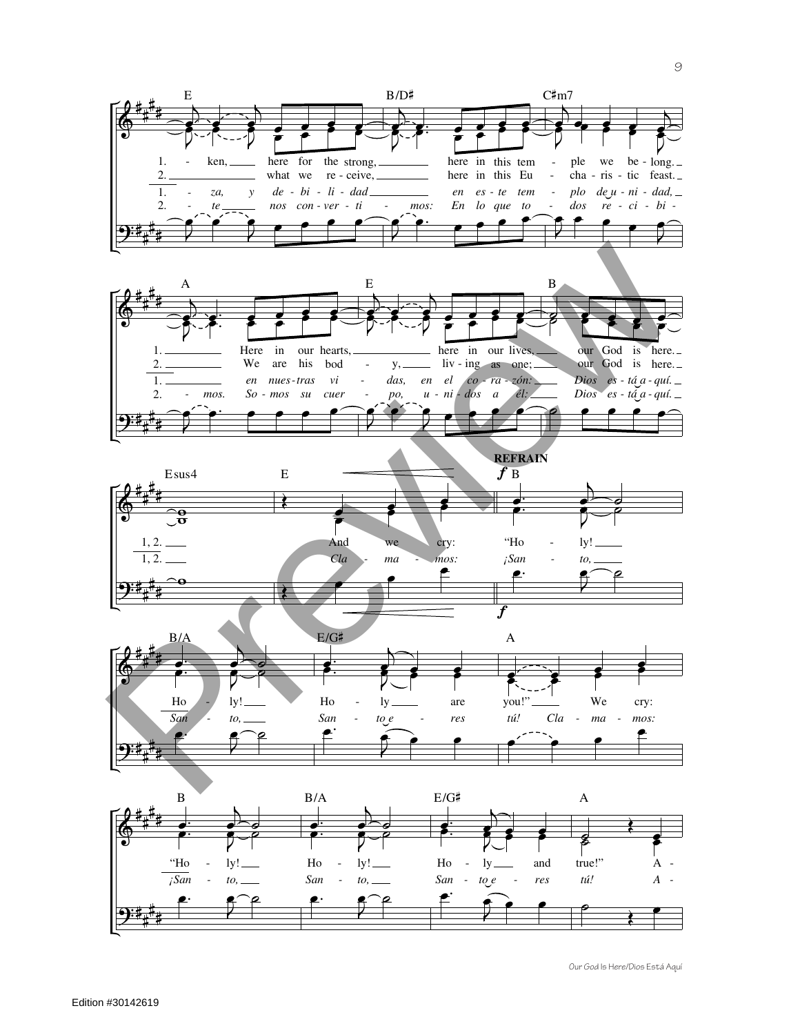E B/D♯ C♯m7

1. - ken, here for the strong, here in this tem - ple we be - long.
2. what we re - ceive, here in this Eu - cha - ris - tic feast.
*1. - za, y de - bi - li - dad en es - te tem - plo de u - ni - dad,*
*2. - te nos con - ver - ti - mos: En lo que to - dos re - ci - bi -*

A E B

1. Here in our hearts, here in our lives, our God is here.
2. We are his bod - y, liv - ing as one; our God is here.
*1. en nues - tras vi - das, en el co - ra - zón: Dios es - tá a - quí.*
*2. - mos. So - mos su cuer - po, u - ni - dos a él: Dios es - tá a - quí.*

Esus4 E

1, 2. And we cry:
*1, 2. Cla - ma - mos:*

**REFRAIN**

*f* B B/A E/G♯ A

"Ho - ly! Ho - ly! Ho - ly are you!" We cry:
*¡San - to, San - to, San - to e - res tú! Cla - ma - mos:*

B B/A E/G♯ A

"Ho - ly! Ho - ly! Ho - ly and true!" A -
*¡San - to, San - to, San - to e - res tú! A -*

Our God Is Here/Dios Está Aquí

Edition #30142619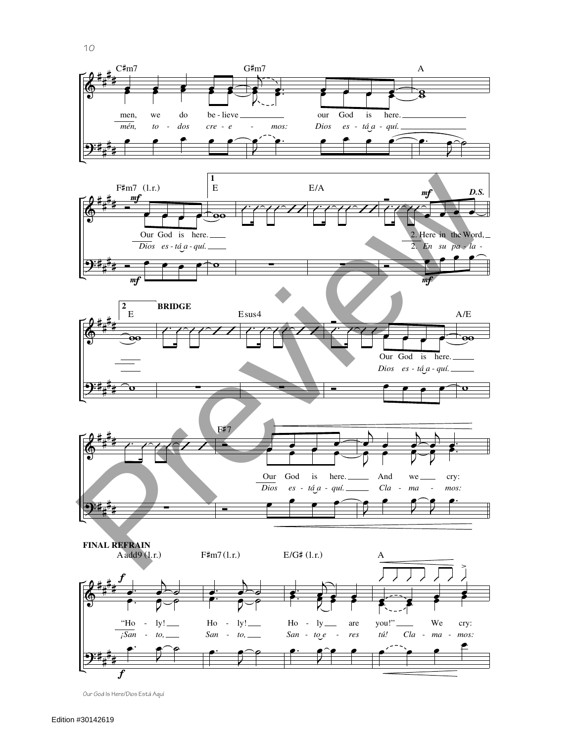C♯m7 G♯m7 A

men, we do be - lieve our God is here.

*mén, to - dos cre - e - mos: Dios es - tá a - quí.*

F♯m7 (l.r.) **1** E E/A *mf* D.S.

Our God is here. 2. Here in the Word,

*Dios es - tá a - quí. 2. En su pa - la -*

**2** E **BRIDGE** Esus4 A/E

Our God is here.

*Dios es - tá a - quí.*

F♯7

Our God is here. And we cry:

*Dios es - tá a - quí. Cla - ma - mos:*

**FINAL REFRAIN**

Aadd9 (l.r.) F♯m7 (l.r.) E/G♯ (l.r.) A

*f*

"Ho - ly! Ho - ly! Ho - ly are you!" We cry:

*¡San - to, San - to, San - to e - res tú! Cla - ma - mos:*

Our God Is Here/Dios Está Aquí

Edition #30142619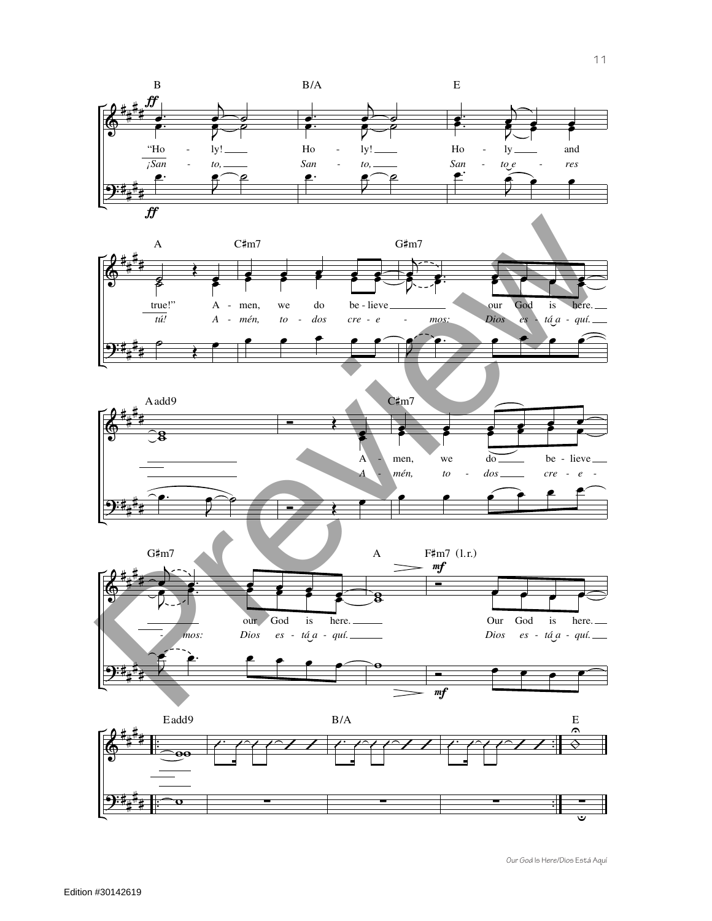B B/A E

*ff*

"Ho - ly! Ho - ly! Ho - ly and

*¡San - to, San - to, San - to e - res*

*ff*

A C♯m7 G♯m7

true!" A - men, we do be - lieve our God is here.

*tú! A - mén, to - dos cre - e - mos: Dios es - tá a - quí.*

Aadd9 C♯m7

A - men, we do be - lieve

*A - mén, to - dos cre - e -*

G♯m7 A F♯m7 (l.r.)

*mf*

our God is here. Our God is here.

*- mos: Dios es - tá a - quí. Dios es - tá a - quí.*

*mf*

Eadd9 B/A E

Our God Is Here/Dios Está Aquí

Edition #30142619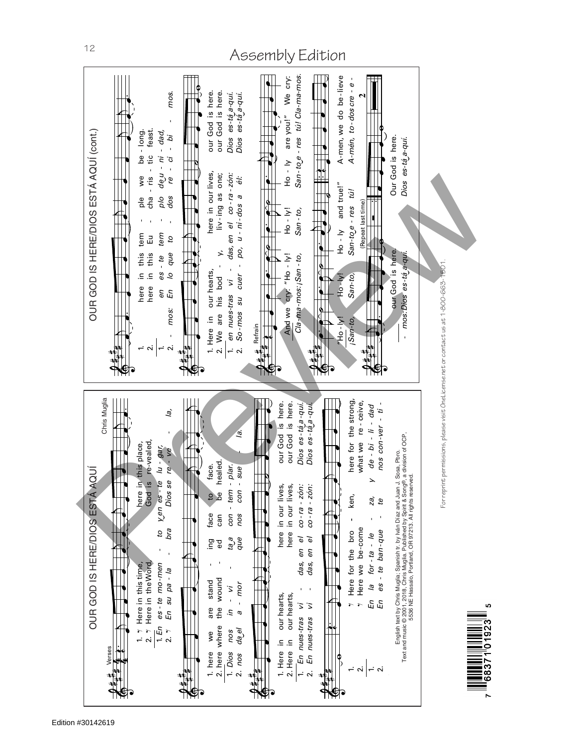# Assembly Edition

## OUR GOD IS HERE/DIOS ESTÁ AQUÍ

Chris Muglia

Verses

1. Here in this time, here in this place, here we are standing face to face. Here in our hearts, here in our lives, our God is here.
2. Here in the Word, God is re-vealed, here where the wound-ed can be healed. Here in our hearts, here in our lives, our God is here.

1. *En es-te mo-men-to y en es-te lu-gar, Dios nos in-vi-ta a con-tem-plar. En nues-tras vi-das, en el co-ra-zón: Dios es-tá a-quí.*
2. *En su pa-la-bra Dios se re-ve-la, nos da el a-mor que nos con-sue-la. En nues-tras vi-das, en el co-ra-zón: Dios es-tá a-quí.*

1. Here for the bro-ken, here for the strong,
2. Here we be-come what we re-ceive,

1. *En la for-ta-le-za y de-bi-li-dad*
2. *En es-te ban-que-te nos con-ver-ti-*

English text by Chris Muglia; Spanish tr. by Iván Díaz and Juan J. Sosa, Pbro.
Text and music © 2001, 2018, Chris Muglia. Published by Spirit & Song®, a division of OCP, 5536 NE Hassalo, Portland, OR 97213. All rights reserved.

## OUR GOD IS HERE/DIOS ESTÁ AQUÍ (cont.)

1. here in this tem-ple we be-long.
2. here in this Eu-cha-ris-tic feast.

1. *mos: en es-te tem-plo de u-ni-dad,*
2. *mos: En lo que to-dos re-ci-bi-mos.*

1. Here in our hearts, here in our lives, our God is here.
2. We are his bod-y, liv-ing as one; our God is here.

1. *en nues-tras vi-das, en el co-ra-zón: Dios es-tá a-quí.*
2. *So-mos su cuer-po, u-ni-dos a él: Dios es-tá a-quí.*

Refrain

And we cry: "Ho-ly! Ho-ly! Ho-ly are you!" We cry: "Ho-ly! Ho-ly! Ho-ly and true!" A-men, we do be-lieve our God is here. Our God is here.

*Cla-ma-mos: ¡San-to, San-to, San-to e-res tú! Cla-ma-mos: ¡San-to, San-to, San-to e-res tú! A-mén, to-dos cre-e-mos: Dios es-tá a-quí. Dios es-tá a-quí.*

(Repeat last time)

For reprint permissions, please visit OneLicense.net or contact us at 1-800-663-1501.

Edition #30142619